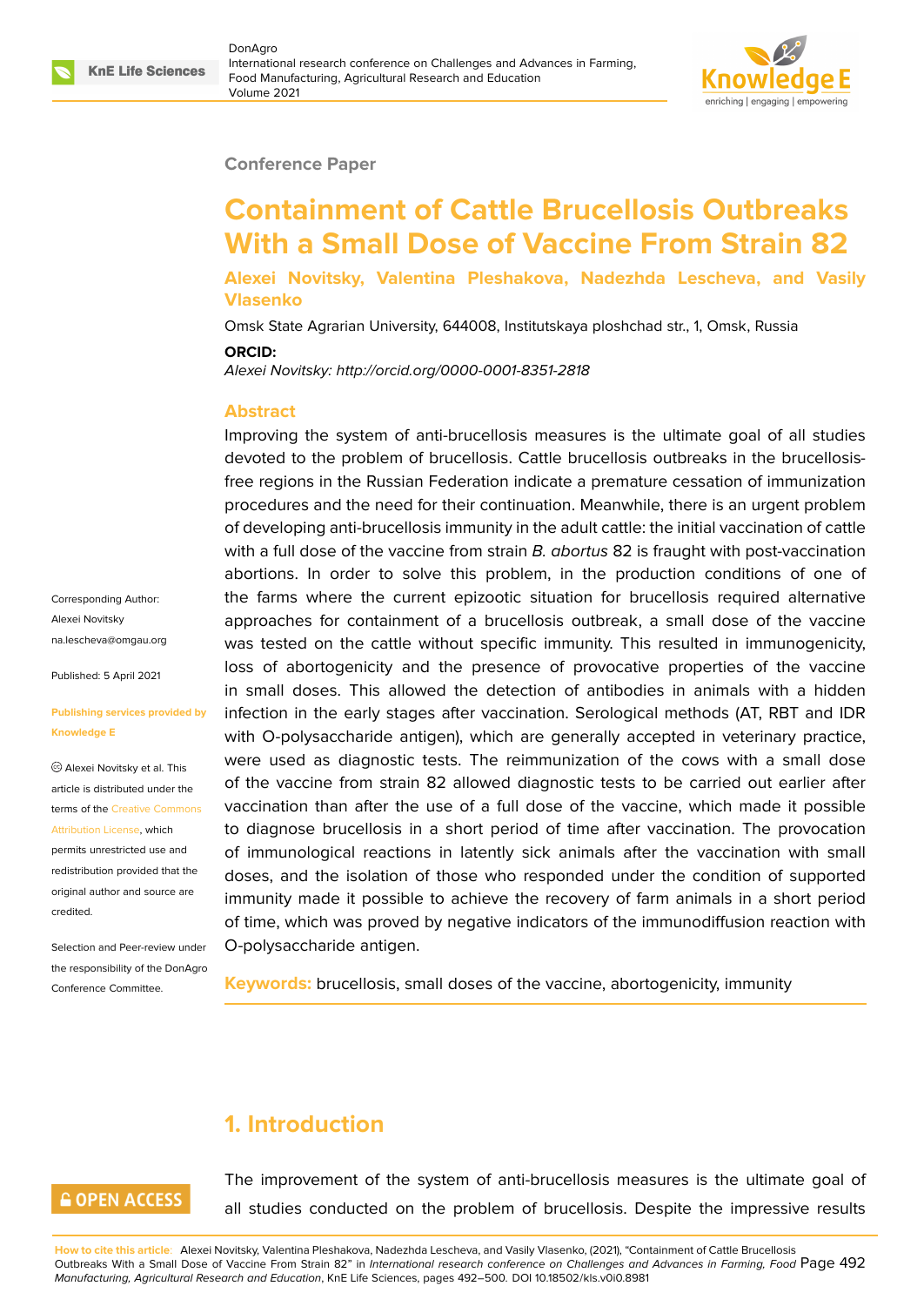Conference Paper

# Containment of Cattle Brucellosis Outbreaks With a Small Dose of Vaccine From Strain 82

**Alexei Novitsky, Valentina Pleshakova, Nadezhda Lescheva, and Vasily Vlasenko**

Omsk State Agrarian University, 644008, Institutskaya ploshchad str., 1, Omsk, Russia

**ORCID:**

*Alexei Novitsky: http://orcid.org/0000-0001-8351-2818*

Corresponding Author: Alexei Novitsky na.lescheva@omgau.org

Published: 5 April 2021

Publishing services provided by Knowledge E

Alexei Novitsky et al. This article is distributed under the terms of the Creative Commons Attribution License, which permits unrestricted use and redistribution provided that the original author and source are credited.

Selection and Peer-review under the responsibility of the DonAgro Conference Committee.

## Abstract

Improving the system of anti-brucellosis measures is the ultimate goal of all studies devoted to the problem of brucellosis. Cattle brucellosis outbreaks in the brucellosis-free regions in the Russian Federation indicate a premature cessation of immunization procedures and the need for their continuation. Meanwhile, there is an urgent problem of developing anti-brucellosis immunity in the adult cattle: the initial vaccination of cattle with a full dose of the vaccine from strain *B. abortus* 82 is fraught with post-vaccination abortions. In order to solve this problem, in the production conditions of one of the farms where the current epizootic situation for brucellosis required alternative approaches for containment of a brucellosis outbreak, a small dose of the vaccine was tested on the cattle without specific immunity. This resulted in immunogenicity, loss of abortogenicity and the presence of provocative properties of the vaccine in small doses. This allowed the detection of antibodies in animals with a hidden infection in the early stages after vaccination. Serological methods (AT, RBT and IDR with O-polysaccharide antigen), which are generally accepted in veterinary practice, were used as diagnostic tests. The reimmunization of the cows with a small dose of the vaccine from strain 82 allowed diagnostic tests to be carried out earlier after vaccination than after the use of a full dose of the vaccine, which made it possible to diagnose brucellosis in a short period of time after vaccination. The provocation of immunological reactions in latently sick animals after the vaccination with small doses, and the isolation of those who responded under the condition of supported immunity made it possible to achieve the recovery of farm animals in a short period of time, which was proved by negative indicators of the immunodiffusion reaction with O-polysaccharide antigen.

**Keywords:** brucellosis, small doses of the vaccine, abortogenicity, immunity

## 1. Introduction

The improvement of the system of anti-brucellosis measures is the ultimate goal of all studies conducted on the problem of brucellosis. Despite the impressive results

**How to cite this article:** Alexei Novitsky, Valentina Pleshakova, Nadezhda Lescheva, and Vasily Vlasenko, (2021), "Containment of Cattle Brucellosis Outbreaks With a Small Dose of Vaccine From Strain 82" in *International research conference on Challenges and Advances in Farming, Food Manufacturing, Agricultural Research and Education*, KnE Life Sciences, pages 492–500. DOI 10.18502/kls.v0i0.8981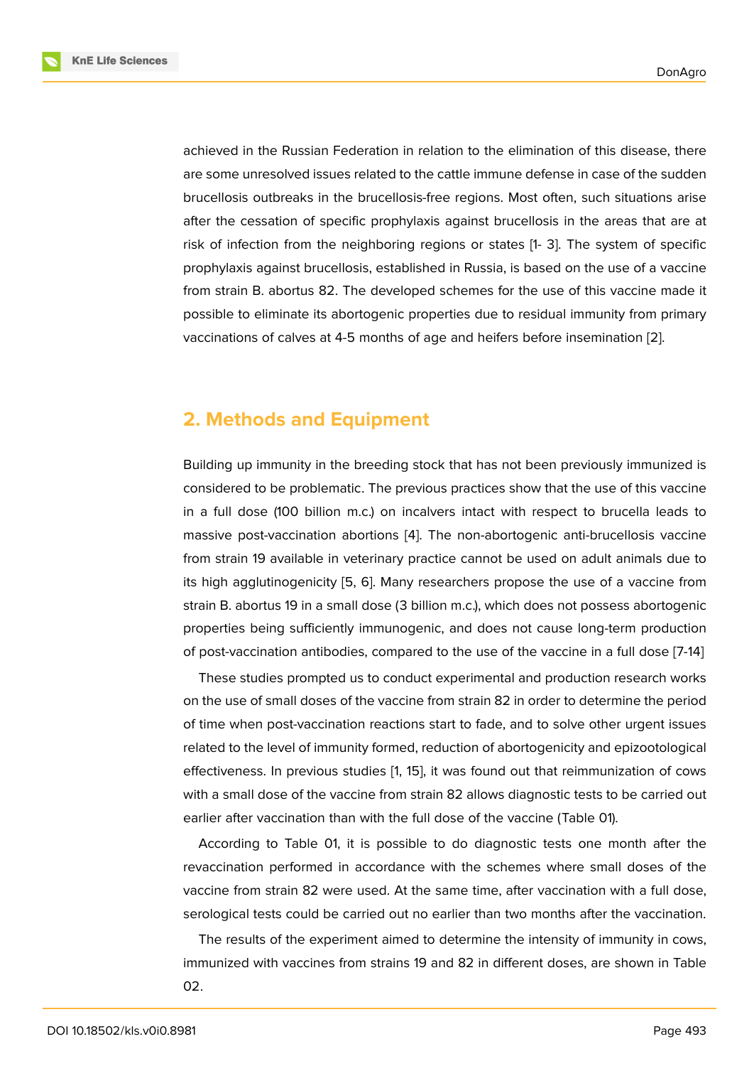achieved in the Russian Federation in relation to the elimination of this disease, there are some unresolved issues related to the cattle immune defense in case of the sudden brucellosis outbreaks in the brucellosis-free regions. Most often, such situations arise after the cessation of specific prophylaxis against brucellosis in the areas that are at risk of infection from the neighboring regions or states [1- 3]. The system of specific prophylaxis against brucellosis, established in Russia, is based on the use of a vaccine from strain B. abortus 82. The developed schemes for the use of this vaccine made it possible to eliminate its abortogenic properties due to residual immunity from primary vaccinations of calves at 4-5 months of age and heifers before insemination [2].

## 2. Methods and Equipment

Building up immunity in the breeding stock that has not been previously immunized is considered to be problematic. The previous practices show that the use of this vaccine in a full dose (100 billion m.c.) on incalvers intact with respect to brucella leads to massive post-vaccination abortions [4]. The non-abortogenic anti-brucellosis vaccine from strain 19 available in veterinary practice cannot be used on adult animals due to its high agglutinogenicity [5, 6]. Many researchers propose the use of a vaccine from strain B. abortus 19 in a small dose (3 billion m.c.), which does not possess abortogenic properties being sufficiently immunogenic, and does not cause long-term production of post-vaccination antibodies, compared to the use of the vaccine in a full dose [7-14]

These studies prompted us to conduct experimental and production research works on the use of small doses of the vaccine from strain 82 in order to determine the period of time when post-vaccination reactions start to fade, and to solve other urgent issues related to the level of immunity formed, reduction of abortogenicity and epizootological effectiveness. In previous studies [1, 15], it was found out that reimmunization of cows with a small dose of the vaccine from strain 82 allows diagnostic tests to be carried out earlier after vaccination than with the full dose of the vaccine (Table 01).

According to Table 01, it is possible to do diagnostic tests one month after the revaccination performed in accordance with the schemes where small doses of the vaccine from strain 82 were used. At the same time, after vaccination with a full dose, serological tests could be carried out no earlier than two months after the vaccination.

The results of the experiment aimed to determine the intensity of immunity in cows, immunized with vaccines from strains 19 and 82 in different doses, are shown in Table 02.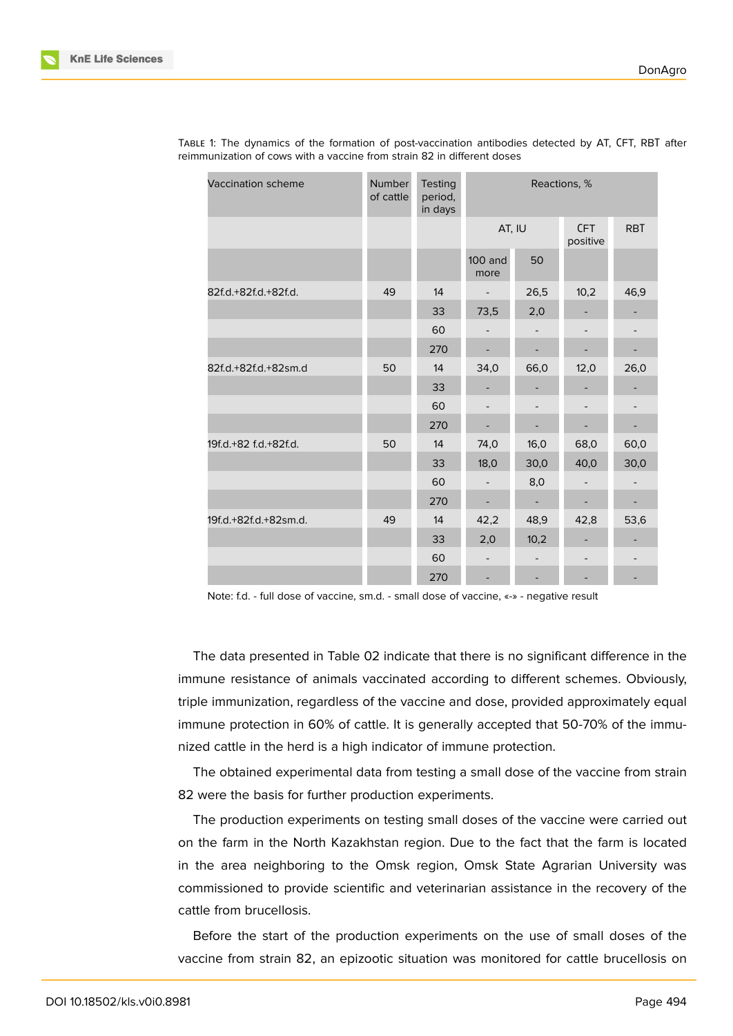TABLE 1: The dynamics of the formation of post-vaccination antibodies detected by AT, CFT, RBT after reimmunization of cows with a vaccine from strain 82 in different doses

| Vaccination scheme | Number of cattle | Testing period, in days | Reactions, % | | | |
|---|---|---|---|---|---|---|
| | | | AT, IU | | CFT positive | RBT |
| | | | 100 and more | 50 | | |
| 82f.d.+82f.d.+82f.d. | 49 | 14 | - | 26,5 | 10,2 | 46,9 |
| | | 33 | 73,5 | 2,0 | - | - |
| | | 60 | - | - | - | - |
| | | 270 | - | - | - | - |
| 82f.d.+82f.d.+82sm.d | 50 | 14 | 34,0 | 66,0 | 12,0 | 26,0 |
| | | 33 | - | - | - | - |
| | | 60 | - | - | - | - |
| | | 270 | - | - | - | - |
| 19f.d.+82 f.d.+82f.d. | 50 | 14 | 74,0 | 16,0 | 68,0 | 60,0 |
| | | 33 | 18,0 | 30,0 | 40,0 | 30,0 |
| | | 60 | - | 8,0 | - | - |
| | | 270 | - | - | - | - |
| 19f.d.+82f.d.+82sm.d. | 49 | 14 | 42,2 | 48,9 | 42,8 | 53,6 |
| | | 33 | 2,0 | 10,2 | - | - |
| | | 60 | - | - | - | - |
| | | 270 | - | - | - | - |

Note: f.d. - full dose of vaccine, sm.d. - small dose of vaccine, «-» - negative result

The data presented in Table 02 indicate that there is no significant difference in the immune resistance of animals vaccinated according to different schemes. Obviously, triple immunization, regardless of the vaccine and dose, provided approximately equal immune protection in 60% of cattle. It is generally accepted that 50-70% of the immunized cattle in the herd is a high indicator of immune protection.

The obtained experimental data from testing a small dose of the vaccine from strain 82 were the basis for further production experiments.

The production experiments on testing small doses of the vaccine were carried out on the farm in the North Kazakhstan region. Due to the fact that the farm is located in the area neighboring to the Omsk region, Omsk State Agrarian University was commissioned to provide scientific and veterinarian assistance in the recovery of the cattle from brucellosis.

Before the start of the production experiments on the use of small doses of the vaccine from strain 82, an epizootic situation was monitored for cattle brucellosis on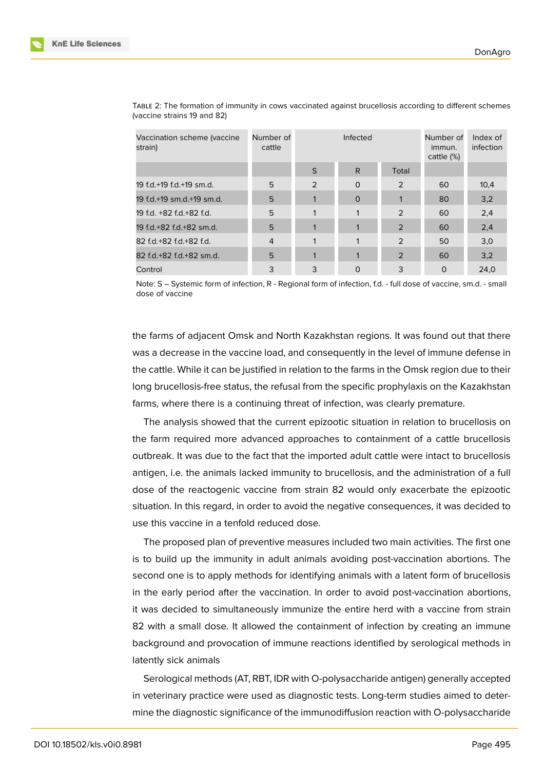Table 2: The formation of immunity in cows vaccinated against brucellosis according to different schemes (vaccine strains 19 and 82)

| Vaccination scheme (vaccine strain) | Number of cattle | Infected | | | Number of immun. cattle (%) | Index of infection |
|---|---|---|---|---|---|---|
| | | S | R | Total | | |
| 19 f.d.+19 f.d.+19 sm.d. | 5 | 2 | 0 | 2 | 60 | 10,4 |
| 19 f.d.+19 sm.d.+19 sm.d. | 5 | 1 | 0 | 1 | 80 | 3,2 |
| 19 f.d. +82 f.d.+82 f.d. | 5 | 1 | 1 | 2 | 60 | 2,4 |
| 19 f.d.+82 f.d.+82 sm.d. | 5 | 1 | 1 | 2 | 60 | 2,4 |
| 82 f.d.+82 f.d.+82 f.d. | 4 | 1 | 1 | 2 | 50 | 3,0 |
| 82 f.d.+82 f.d.+82 sm.d. | 5 | 1 | 1 | 2 | 60 | 3,2 |
| Control | 3 | 3 | 0 | 3 | 0 | 24,0 |

Note: S – Systemic form of infection, R - Regional form of infection, f.d. - full dose of vaccine, sm.d. - small dose of vaccine

the farms of adjacent Omsk and North Kazakhstan regions. It was found out that there was a decrease in the vaccine load, and consequently in the level of immune defense in the cattle. While it can be justified in relation to the farms in the Omsk region due to their long brucellosis-free status, the refusal from the specific prophylaxis on the Kazakhstan farms, where there is a continuing threat of infection, was clearly premature.

The analysis showed that the current epizootic situation in relation to brucellosis on the farm required more advanced approaches to containment of a cattle brucellosis outbreak. It was due to the fact that the imported adult cattle were intact to brucellosis antigen, i.e. the animals lacked immunity to brucellosis, and the administration of a full dose of the reactogenic vaccine from strain 82 would only exacerbate the epizootic situation. In this regard, in order to avoid the negative consequences, it was decided to use this vaccine in a tenfold reduced dose.

The proposed plan of preventive measures included two main activities. The first one is to build up the immunity in adult animals avoiding post-vaccination abortions. The second one is to apply methods for identifying animals with a latent form of brucellosis in the early period after the vaccination. In order to avoid post-vaccination abortions, it was decided to simultaneously immunize the entire herd with a vaccine from strain 82 with a small dose. It allowed the containment of infection by creating an immune background and provocation of immune reactions identified by serological methods in latently sick animals

Serological methods (AT, RBT, IDR with O-polysaccharide antigen) generally accepted in veterinary practice were used as diagnostic tests. Long-term studies aimed to determine the diagnostic significance of the immunodiffusion reaction with O-polysaccharide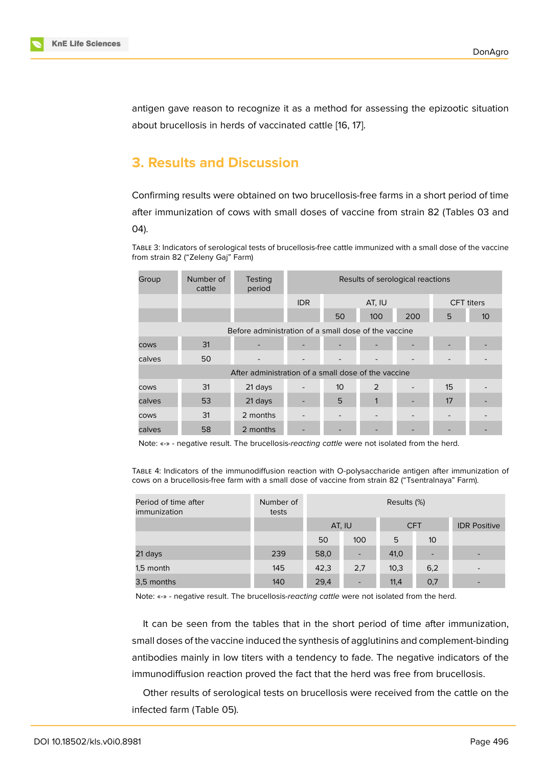antigen gave reason to recognize it as a method for assessing the epizootic situation about brucellosis in herds of vaccinated cattle [16, 17].

## 3. Results and Discussion

Confirming results were obtained on two brucellosis-free farms in a short period of time after immunization of cows with small doses of vaccine from strain 82 (Tables 03 and 04).

Table 3: Indicators of serological tests of brucellosis-free cattle immunized with a small dose of the vaccine from strain 82 (“Zeleny Gaj” Farm)

| Group | Number of cattle | Testing period | Results of serological reactions | | | | | |
|---|---|---|---|---|---|---|---|---|
| | | | IDR | AT, IU | | | CFT titers | |
| | | | | 50 | 100 | 200 | 5 | 10 |
| Before administration of a small dose of the vaccine | | | | | | | | |
| cows | 31 | - | - | - | - | - | - | - |
| calves | 50 | - | - | - | - | - | - | - |
| After administration of a small dose of the vaccine | | | | | | | | |
| cows | 31 | 21 days | - | 10 | 2 | - | 15 | - |
| calves | 53 | 21 days | - | 5 | 1 | - | 17 | - |
| cows | 31 | 2 months | - | - | - | - | - | - |
| calves | 58 | 2 months | - | - | - | - | - | - |

Note: «-» - negative result. The brucellosis-*reacting cattle* were not isolated from the herd.

Table 4: Indicators of the immunodiffusion reaction with O-polysaccharide antigen after immunization of cows on a brucellosis-free farm with a small dose of vaccine from strain 82 (“Tsentralnaya” Farm).

| Period of time after immunization | Number of tests | Results (%) | | | | |
|---|---|---|---|---|---|---|
| | | AT, IU | | CFT | | IDR Positive |
| | | 50 | 100 | 5 | 10 | |
| 21 days | 239 | 58,0 | - | 41,0 | - | - |
| 1,5 month | 145 | 42,3 | 2,7 | 10,3 | 6,2 | - |
| 3,5 months | 140 | 29,4 | - | 11,4 | 0,7 | - |

Note: «-» - negative result. The brucellosis-*reacting cattle* were not isolated from the herd.

It can be seen from the tables that in the short period of time after immunization, small doses of the vaccine induced the synthesis of agglutinins and complement-binding antibodies mainly in low titers with a tendency to fade. The negative indicators of the immunodiffusion reaction proved the fact that the herd was free from brucellosis.

Other results of serological tests on brucellosis were received from the cattle on the infected farm (Table 05).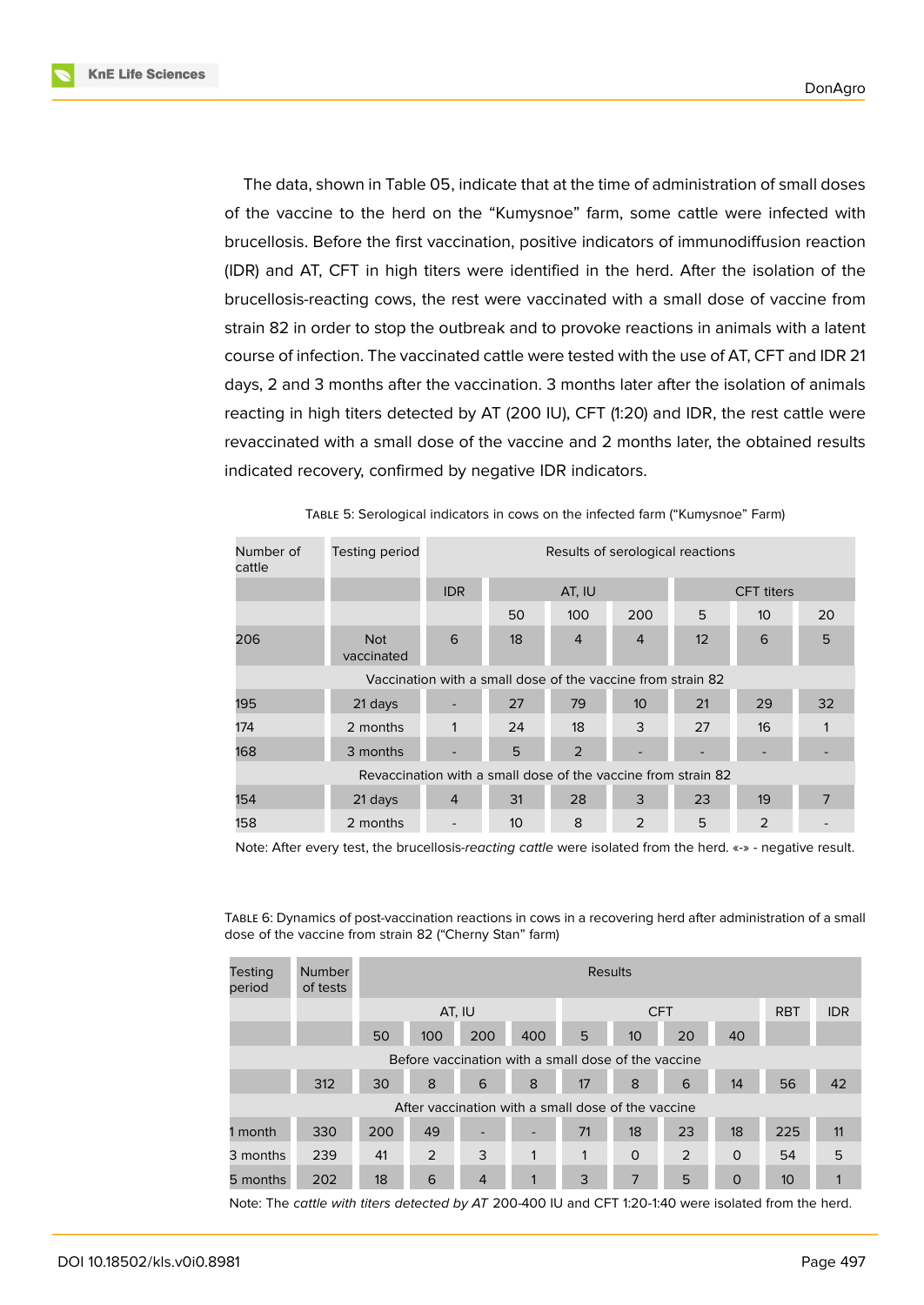The data, shown in Table 05, indicate that at the time of administration of small doses of the vaccine to the herd on the "Kumysnoe" farm, some cattle were infected with brucellosis. Before the first vaccination, positive indicators of immunodiffusion reaction (IDR) and AT, CFT in high titers were identified in the herd. After the isolation of the brucellosis-reacting cows, the rest were vaccinated with a small dose of vaccine from strain 82 in order to stop the outbreak and to provoke reactions in animals with a latent course of infection. The vaccinated cattle were tested with the use of AT, CFT and IDR 21 days, 2 and 3 months after the vaccination. 3 months later after the isolation of animals reacting in high titers detected by AT (200 IU), CFT (1:20) and IDR, the rest cattle were revaccinated with a small dose of the vaccine and 2 months later, the obtained results indicated recovery, confirmed by negative IDR indicators.

Table 5: Serological indicators in cows on the infected farm ("Kumysnoe" Farm)

| Number of cattle | Testing period | Results of serological reactions | | | | | | |
|---|---|---|---|---|---|---|---|---|
| | | IDR | AT, IU | | | CFT titers | | |
| | | | 50 | 100 | 200 | 5 | 10 | 20 |
| 206 | Not vaccinated | 6 | 18 | 4 | 4 | 12 | 6 | 5 |
| Vaccination with a small dose of the vaccine from strain 82 | | | | | | | | |
| 195 | 21 days | - | 27 | 79 | 10 | 21 | 29 | 32 |
| 174 | 2 months | 1 | 24 | 18 | 3 | 27 | 16 | 1 |
| 168 | 3 months | - | 5 | 2 | - | - | - | - |
| Revaccination with a small dose of the vaccine from strain 82 | | | | | | | | |
| 154 | 21 days | 4 | 31 | 28 | 3 | 23 | 19 | 7 |
| 158 | 2 months | - | 10 | 8 | 2 | 5 | 2 | - |

Note: After every test, the brucellosis-*reacting cattle* were isolated from the herd. «-» - negative result.

Table 6: Dynamics of post-vaccination reactions in cows in a recovering herd after administration of a small dose of the vaccine from strain 82 ("Cherny Stan" farm)

| Testing period | Number of tests | Results | | | | | | | | | |
|---|---|---|---|---|---|---|---|---|---|---|---|
| | | AT, IU | | | | CFT | | | | RBT | IDR |
| | | 50 | 100 | 200 | 400 | 5 | 10 | 20 | 40 | | |
| Before vaccination with a small dose of the vaccine | | | | | | | | | | | |
| | 312 | 30 | 8 | 6 | 8 | 17 | 8 | 6 | 14 | 56 | 42 |
| After vaccination with a small dose of the vaccine | | | | | | | | | | | |
| 1 month | 330 | 200 | 49 | - | - | 71 | 18 | 23 | 18 | 225 | 11 |
| 3 months | 239 | 41 | 2 | 3 | 1 | 1 | 0 | 2 | 0 | 54 | 5 |
| 5 months | 202 | 18 | 6 | 4 | 1 | 3 | 7 | 5 | 0 | 10 | 1 |

Note: The *cattle with titers detected by AT* 200-400 IU and CFT 1:20-1:40 were isolated from the herd.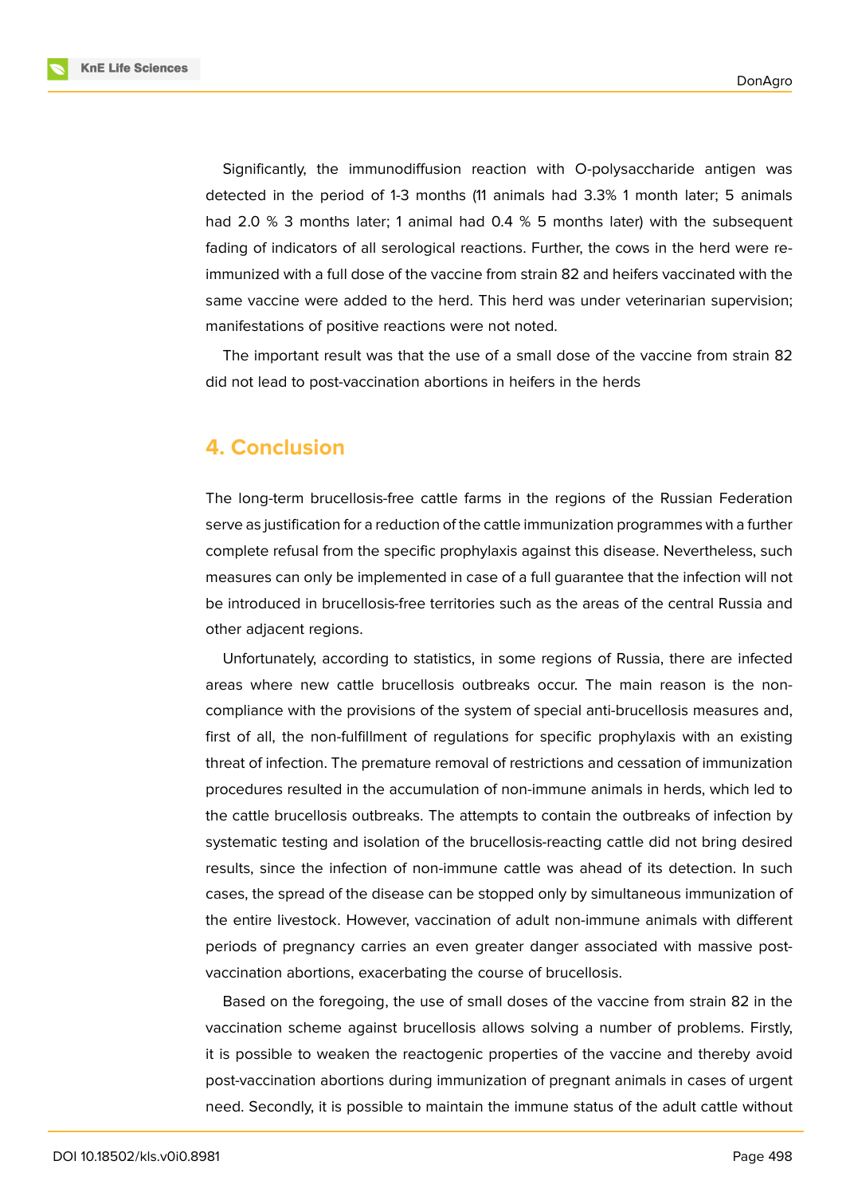Significantly, the immunodiffusion reaction with O-polysaccharide antigen was detected in the period of 1-3 months (11 animals had 3.3% 1 month later; 5 animals had 2.0 % 3 months later; 1 animal had 0.4 % 5 months later) with the subsequent fading of indicators of all serological reactions. Further, the cows in the herd were re-immunized with a full dose of the vaccine from strain 82 and heifers vaccinated with the same vaccine were added to the herd. This herd was under veterinarian supervision; manifestations of positive reactions were not noted.

The important result was that the use of a small dose of the vaccine from strain 82 did not lead to post-vaccination abortions in heifers in the herds

## 4. Conclusion

The long-term brucellosis-free cattle farms in the regions of the Russian Federation serve as justification for a reduction of the cattle immunization programmes with a further complete refusal from the specific prophylaxis against this disease. Nevertheless, such measures can only be implemented in case of a full guarantee that the infection will not be introduced in brucellosis-free territories such as the areas of the central Russia and other adjacent regions.

Unfortunately, according to statistics, in some regions of Russia, there are infected areas where new cattle brucellosis outbreaks occur. The main reason is the non-compliance with the provisions of the system of special anti-brucellosis measures and, first of all, the non-fulfillment of regulations for specific prophylaxis with an existing threat of infection. The premature removal of restrictions and cessation of immunization procedures resulted in the accumulation of non-immune animals in herds, which led to the cattle brucellosis outbreaks. The attempts to contain the outbreaks of infection by systematic testing and isolation of the brucellosis-reacting cattle did not bring desired results, since the infection of non-immune cattle was ahead of its detection. In such cases, the spread of the disease can be stopped only by simultaneous immunization of the entire livestock. However, vaccination of adult non-immune animals with different periods of pregnancy carries an even greater danger associated with massive post-vaccination abortions, exacerbating the course of brucellosis.

Based on the foregoing, the use of small doses of the vaccine from strain 82 in the vaccination scheme against brucellosis allows solving a number of problems. Firstly, it is possible to weaken the reactogenic properties of the vaccine and thereby avoid post-vaccination abortions during immunization of pregnant animals in cases of urgent need. Secondly, it is possible to maintain the immune status of the adult cattle without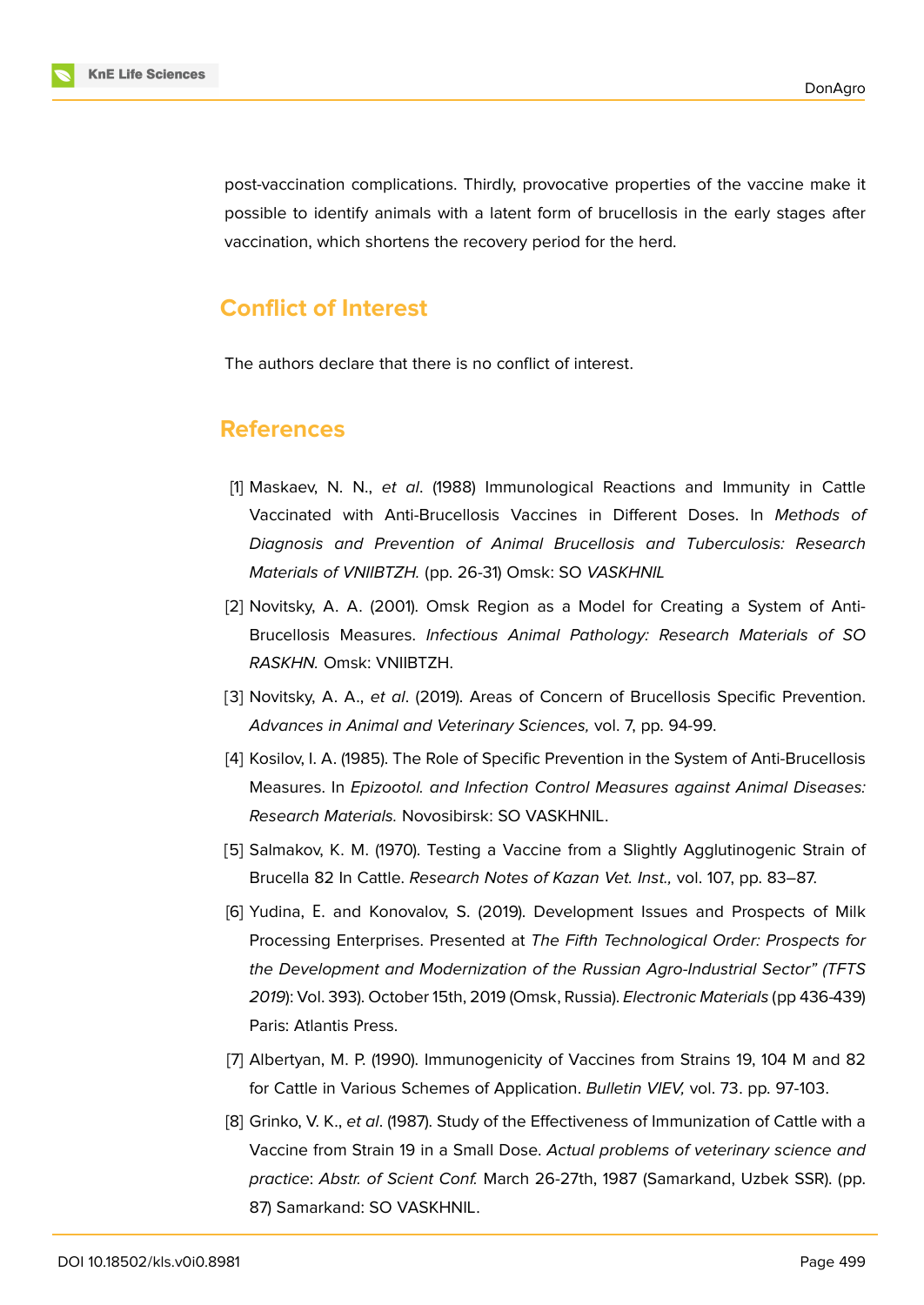post-vaccination complications. Thirdly, provocative properties of the vaccine make it possible to identify animals with a latent form of brucellosis in the early stages after vaccination, which shortens the recovery period for the herd.

## Conflict of Interest

The authors declare that there is no conflict of interest.

## References

[1] Maskaev, N. N., *et al*. (1988) Immunological Reactions and Immunity in Cattle Vaccinated with Anti-Brucellosis Vaccines in Different Doses. In *Methods of Diagnosis and Prevention of Animal Brucellosis and Tuberculosis: Research Materials of VNIIBTZH.* (pp. 26-31) Omsk: SO *VASKHNIL*

[2] Novitsky, A. A. (2001). Omsk Region as a Model for Creating a System of Anti-Brucellosis Measures. *Infectious Animal Pathology: Research Materials of SO RASKHN.* Omsk: VNIIBTZH.

[3] Novitsky, A. A., *et al*. (2019). Areas of Concern of Brucellosis Specific Prevention. *Advances in Animal and Veterinary Sciences,* vol. 7, pp. 94-99.

[4] Kosilov, I. A. (1985). The Role of Specific Prevention in the System of Anti-Brucellosis Measures. In *Epizootol. and Infection Control Measures against Animal Diseases: Research Materials.* Novosibirsk: SO VASKHNIL.

[5] Salmakov, K. M. (1970). Testing a Vaccine from a Slightly Agglutinogenic Strain of Brucella 82 In Cattle. *Research Notes of Kazan Vet. Inst.,* vol. 107, pp. 83–87.

[6] Yudina, E. and Konovalov, S. (2019). Development Issues and Prospects of Milk Processing Enterprises. Presented at *The Fifth Technological Order: Prospects for the Development and Modernization of the Russian Agro-Industrial Sector" (TFTS 2019)*: Vol. 393). October 15th, 2019 (Omsk, Russia). *Electronic Materials* (pp 436-439) Paris: Atlantis Press.

[7] Albertyan, M. P. (1990). Immunogenicity of Vaccines from Strains 19, 104 M and 82 for Cattle in Various Schemes of Application. *Bulletin VIEV,* vol. 73. pp. 97-103.

[8] Grinko, V. K., *et al*. (1987). Study of the Effectiveness of Immunization of Cattle with a Vaccine from Strain 19 in a Small Dose. *Actual problems of veterinary science and practice*: *Abstr. of Scient Conf.* March 26-27th, 1987 (Samarkand, Uzbek SSR). (pp. 87) Samarkand: SO VASKHNIL.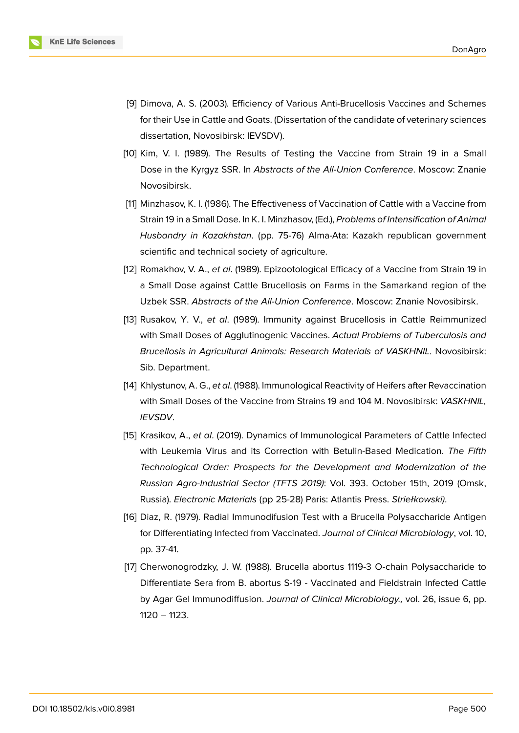[9] Dimova, A. S. (2003). Efficiency of Various Anti-Brucellosis Vaccines and Schemes for their Use in Cattle and Goats. (Dissertation of the candidate of veterinary sciences dissertation, Novosibirsk: IEVSDV).

[10] Kim, V. I. (1989). The Results of Testing the Vaccine from Strain 19 in a Small Dose in the Kyrgyz SSR. In *Abstracts of the All-Union Conference*. Moscow: Znanie Novosibirsk.

[11] Minzhasov, K. I. (1986). The Effectiveness of Vaccination of Cattle with a Vaccine from Strain 19 in a Small Dose. In K. I. Minzhasov, (Ed.), *Problems of Intensification of Animal Husbandry in Kazakhstan*. (pp. 75-76) Alma-Ata: Kazakh republican government scientific and technical society of agriculture.

[12] Romakhov, V. A., *et al*. (1989). Epizootological Efficacy of a Vaccine from Strain 19 in a Small Dose against Cattle Brucellosis on Farms in the Samarkand region of the Uzbek SSR. *Abstracts of the All-Union Conference*. Moscow: Znanie Novosibirsk.

[13] Rusakov, Y. V., *et al*. (1989). Immunity against Brucellosis in Cattle Reimmunized with Small Doses of Agglutinogenic Vaccines. *Actual Problems of Tuberculosis and Brucellosis in Agricultural Animals: Research Materials of VASKHNIL*. Novosibirsk: Sib. Department.

[14] Khlystunov, A. G., *et al*. (1988). Immunological Reactivity of Heifers after Revaccination with Small Doses of the Vaccine from Strains 19 and 104 M. Novosibirsk: *VASKHNIL, IEVSDV*.

[15] Krasikov, A., *et al*. (2019). Dynamics of Immunological Parameters of Cattle Infected with Leukemia Virus and its Correction with Betulin-Based Medication. *The Fifth Technological Order: Prospects for the Development and Modernization of the Russian Agro-Industrial Sector (TFTS 2019)*: Vol. 393. October 15th, 2019 (Omsk, Russia). *Electronic Materials* (pp 25-28) Paris: Atlantis Press. *Striełkowski).*

[16] Diaz, R. (1979). Radial Immunodifusion Test with a Brucella Polysaccharide Antigen for Differentiating Infected from Vaccinated. *Journal of Clinical Microbiology*, vol. 10, pp. 37-41.

[17] Cherwonogrodzky, J. W. (1988). Brucella abortus 1119-3 O-chain Polysaccharide to Differentiate Sera from B. abortus S-19 - Vaccinated and Fieldstrain Infected Cattle by Agar Gel Immunodiffusion. *Journal of Clinical Microbiology.,* vol. 26, issue 6, pp. 1120 – 1123.